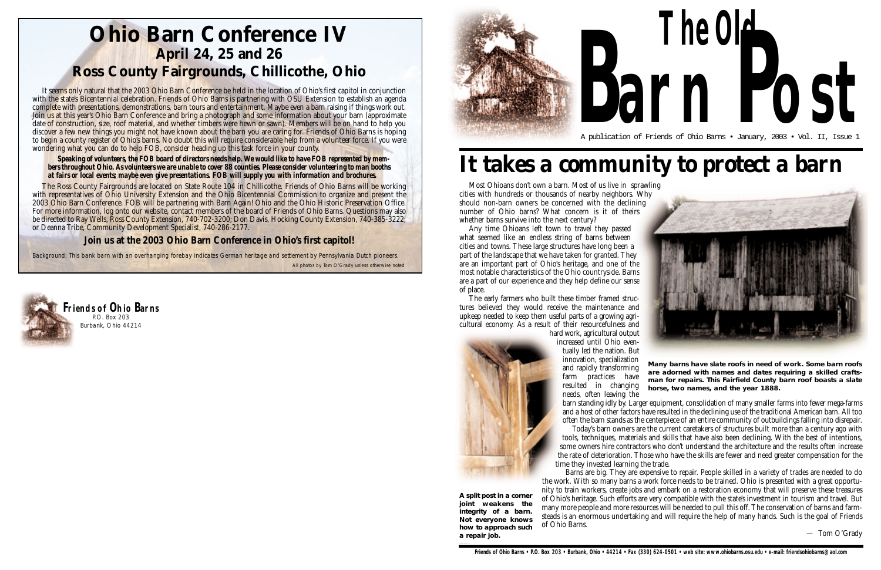# Ohio Barn Conference IV

## April 24, 25 and 26

## Ross County Fairgrounds, Chillicothe, Ohio

It seems only natural that the 2003 Ohio Barn Conference be held in the location of Ohio's first capitol in conjunction with the state's Bicentennial celebration. Friends of Ohio Barns is partnering with OSU Extension to establish an agenda complete with presentations, demonstrations, barn tours and entertainment. Maybe even a barn raising if things work out. Join us at this year's Ohio Barn Conference and bring a photograph and some information about your barn (approximate date of construction, size, roof material, and whether timbers were hewn or sawn). Members will be on hand to help you discover a few new things you might not have known about the barn you are caring for. Friends of Ohio Barns is hoping to begin a county register of Ohio's barns. No doubt this will require considerable help from a volunteer force. If you were wondering what you can do to help FOB, consider heading up this task force in your county.

***Speaking of volunteers, the FOB board of directors needs help. We would like to have FOB represented by members throughout Ohio. As volunteers we are unable to cover 88 counties. Please consider volunteering to man booths at fairs or local events; maybe even give presentations. FOB will supply you with information and brochures.***

The Ross County Fairgrounds are located on State Route 104 in Chillicothe. Friends of Ohio Barns will be working with representatives of Ohio University Extension and the Ohio Bicentennial Commission to organize and present the 2003 Ohio Barn Conference. FOB will be partnering with Barn Again! Ohio and the Ohio Historic Preservation Office. For more information, log onto our website, contact members of the board of Friends of Ohio Barns. Questions may also be directed to Ray Wells, Ross County Extension, 740-702-3200; Don Davis, Hocking County Extension, 740-385-3222; or Deanna Tribe, Community Development Specialist, 740-286-2177.

**Join us at the 2003 Ohio Barn Conference in Ohio's first capitol!**

*Background: This bank barn with an overhanging forebay indicates German heritage and settlement by Pennsylvania Dutch pioneers.*

*All photos by Tom O'Grady unless otherwise noted*

**Friends of Ohio Barns**
P.O. Box 203
Burbank, Ohio 44214

# The Old Barn Post

A publication of Friends of Ohio Barns • January, 2003 • Vol. II, Issue 1

# It takes a community to protect a barn

Most Ohioans don't own a barn. Most of us live in sprawling cities with hundreds or thousands of nearby neighbors. Why should non-barn owners be concerned with the declining number of Ohio barns? What concern is it of theirs whether barns survive into the next century?

Any time Ohioans left town to travel they passed what seemed like an endless string of barns between cities and towns. These large structures have long been a part of the landscape that we have taken for granted. They are an important part of Ohio's heritage, and one of the most notable characteristics of the Ohio countryside. Barns are a part of our experience and they help define our sense of place.

The early farmers who built these timber framed structures believed they would receive the maintenance and upkeep needed to keep them useful parts of a growing agricultural economy. As a result of their resourcefulness and hard work, agricultural output increased until Ohio eventually led the nation. But innovation, specialization and rapidly transforming farm practices have resulted in changing needs, often leaving the barn standing idly by. Larger equipment, consolidation of many smaller farms into fewer mega-farms and a host of other factors have resulted in the declining use of the traditional American barn. All too often the barn stands as the centerpiece of an entire community of outbuildings falling into disrepair.

Today's barn owners are the current caretakers of structures built more than a century ago with tools, techniques, materials and skills that have also been declining. With the best of intentions, some owners hire contractors who don't understand the architecture and the results often increase the rate of deterioration. Those who have the skills are fewer and need greater compensation for the time they invested learning the trade.

Barns are big. They are expensive to repair. People skilled in a variety of trades are needed to do the work. With so many barns a work force needs to be trained. Ohio is presented with a great opportunity to train workers, create jobs and embark on a restoration economy that will preserve these treasures of Ohio's heritage. Such efforts are very compatible with the state's investment in tourism and travel. But many more people and more resources will be needed to pull this off. The conservation of barns and farmsteads is an enormous undertaking and will require the help of many hands. Such is the goal of Friends of Ohio Barns.

— Tom O'Grady

**Many barns have slate roofs in need of work. Some barn roofs are adorned with names and dates requiring a skilled craftsman for repairs. This Fairfield County barn roof boasts a slate horse, two names, and the year 1888.**

**A split post in a corner joint weakens the integrity of a barn. Not everyone knows how to approach such a repair job.**

**Friends of Ohio Barns • P.O. Box 203 • Burbank, Ohio • 44214 • Fax (330) 624-0501 • web site: www.ohiobarns.osu.edu • e-mail: friendsohiobarns@aol.com**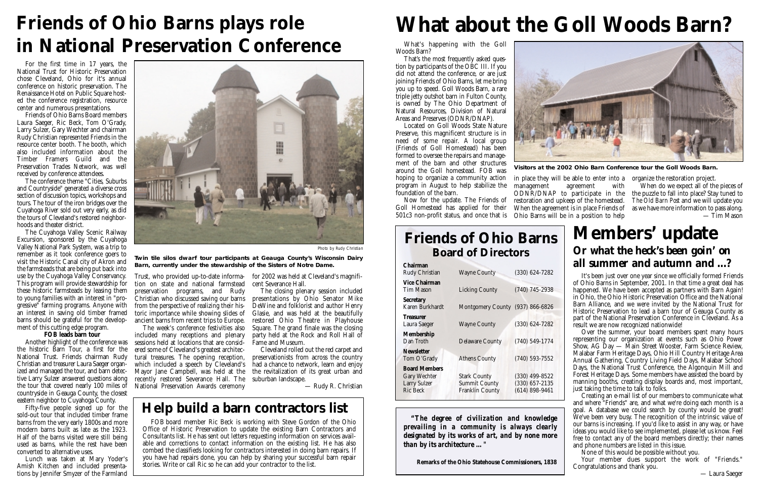# Friends of Ohio Barns plays role in National Preservation Conference

For the first time in 17 years, the National Trust for Historic Preservation chose Cleveland, Ohio for it's annual conference on historic preservation. The Renaissance Hotel on Public Square hosted the conference registration, resource center and numerous presentations.

Friends of Ohio Barns Board members Laura Saeger, Ric Beck, Tom O'Grady, Larry Sulzer, Gary Wechter and chairman Rudy Christian represented Friends in the resource center booth. The booth, which also included information about the Timber Framers Guild and the Preservation Trades Network, was well received by conference attendees.

The conference theme "Cities, Suburbs and Countryside" generated a diverse cross section of discussion topics, workshops and tours. The tour of the iron bridges over the Cuyahoga River sold out very early, as did the tours of Cleveland's restored neighborhoods and theater district.

The Cuyahoga Valley Scenic Railway Excursion, sponsored by the Cuyahoga Valley National Park System, was a trip to remember as it took conference goers to visit the Historic Canal city of Akron and the farmsteads that are being put back into use by the Cuyahoga Valley Conservancy. This program will provide stewardship for these historic farmsteads by leasing them to young families with an interest in "progressive" farming programs. Anyone with an interest in saving old timber framed barns should be grateful for the development of this cutting edge program.

**FOB leads barn tour**

Another highlight of the conference was the historic Barn Tour, a first for the National Trust. Friends chairman Rudy Christian and treasurer Laura Saeger organized and managed the tour, and barn detective Larry Sulzer answered questions along the tour that covered nearly 100 miles of countryside in Geauga County, the closest eastern neighbor to Cuyahoga County.

Fifty-five people signed up for the sold-out tour that included timber frame barns from the very early 1800s and more modern barns built as late as the 1923. Half of the barns visited were still being used as barns, while the rest have been converted to alternative uses.

Lunch was taken at Mary Yoder's Amish Kitchen and included presentations by Jennifer Smyzer of the Farmland Trust, who provided up-to-date information on state and national farmstead preservation programs, and Rudy Christian who discussed saving our barns from the perspective of realizing their historic importance while showing slides of ancient barns from recent trips to Europe.

The week's conference festivities also included many receptions and plenary sessions held at locations that are considered some of Cleveland's greatest architectural treasures. The opening reception, which included a speech by Cleveland's Mayor Jane Campbell, was held at the recently restored Severance Hall. The National Preservation Awards ceremony for 2002 was held at Cleveland's magnificent Severance Hall.

The closing plenary session included presentations by Ohio Senator Mike DeWine and folklorist and author Henry Glasie, and was held at the beautifully restored Ohio Theatre in Playhouse Square. The grand finale was the closing party held at the Rock and Roll Hall of Fame and Museum.

Cleveland rolled out the red carpet and preservationists from across the country had a chance to network, learn and enjoy the revitalization of its great urban and suburban landscape.

— Rudy R. Christian

Photo by Rudy Christian

**Twin tile silos dwarf tour participants at Geauga County's Wisconsin Dairy Barn, currently under the stewardship of the Sisters of Notre Dame.**

## Help build a barn contractors list

FOB board member Ric Beck is working with Steve Gordon of the Ohio Office of Historic Preservation to update the existing Barn Contractors and Consultants list. He has sent out letters requesting information on services available and corrections to contact information on the existing list. He has also combed the classifieds looking for contractors interested in doing barn repairs. If you have had repairs done, you can help by sharing your successful barn repair stories. Write or call Ric so he can add your contractor to the list.

# What about the Goll Woods Barn?

What's happening with the Goll Woods Barn?

That's the most frequently asked question by participants of the OBC III. If you did not attend the conference, or are just joining Friends of Ohio Barns, let me bring you up to speed. Goll Woods Barn, a rare triple jetty outshot barn in Fulton County, is owned by The Ohio Department of Natural Resources, Division of Natural Areas and Preserves (ODNR/DNAP).

Located on Goll Woods State Nature Preserve, this magnificent structure is in need of some repair. A local group (Friends of Goll Homestead) has been formed to oversee the repairs and management of the barn and other structures around the Goll homestead. FOB was hoping to organize a community action program in August to help stabilize the foundation of the barn.

Now for the update. The Friends of Goll Homestead has applied for their 501c3 non-profit status, and once that is in place they will be able to enter into a management agreement with ODNR/DNAP to participate in the restoration and upkeep of the homestead. When the agreement is in place Friends of Ohio Barns will be in a position to help organize the restoration project.

When do we expect all of the pieces of the puzzle to fall into place? Stay tuned to *The Old Barn Post* and we will update you as we have more information to pass along.

— Tim Mason

**Visitors at the 2002 Ohio Barn Conference tour the Goll Woods Barn.**

## Friends of Ohio Barns Board of Directors

| | | |
|---|---|---|
| **Chairman** | | |
| Rudy Christian | Wayne County | (330) 624-7282 |
| **Vice Chairman** | | |
| Tim Mason | Licking County | (740) 745-2938 |
| **Secretary** | | |
| Karen Burkhardt | Montgomery County | (937) 866-6826 |
| **Treasurer** | | |
| Laura Saeger | Wayne County | (330) 624-7282 |
| **Membership** | | |
| Dan Troth | Delaware County | (740) 549-1774 |
| **Newsletter** | | |
| Tom O'Grady | Athens County | (740) 593-7552 |
| **Board Members** | | |
| Gary Wechter | Stark County | (330) 499-8522 |
| Larry Sulzer | Summit County | (330) 657-2135 |
| Ric Beck | Franklin County | (614) 898-9461 |

***"The degree of civilization and knowledge prevailing in a community is always clearly designated by its works of art, and by none more than by its architecture ..."***

**Remarks of the Ohio Statehouse Commissioners, 1838**

# Members' update

## Or what the heck's been goin' on all summer and autumn and ...?

It's been just over one year since we officially formed Friends of Ohio Barns in September, 2001. In that time a great deal has happened. We have been accepted as partners with Barn Again! in Ohio, the Ohio Historic Preservation Office and the National Barn Alliance, and we were invited by the National Trust for Historic Preservation to lead a barn tour of Geauga County as part of the National Preservation Conference in Cleveland. As a result we are now recognized nationwide!

Over the summer, your board members spent many hours representing our organization at events such as Ohio Power Show, AG Day — Main Street Wooster, Farm Science Review, Malabar Farm Heritage Days, Ohio Hill Country Heritage Area Annual Gathering, Country Living Field Days, Malabar School Days, the National Trust Conference, the Algonquin Mill and Forest Heritage Days. Some members have assisted the board by manning booths, creating display boards and, most important, just taking the time to talk to folks.

Creating an e-mail list of our members to communicate what and where "Friends" are, and what we're doing each month is a goal. A database we could search by county would be great! We've been very busy. The recognition of the intrinsic value of our barns is increasing. If you'd like to assist in any way, or have ideas you would like to see implemented, please let us know. Feel free to contact any of the board members directly; their names and phone numbers are listed in this issue.

None of this would be possible without you.

Your member dues support the work of "Friends." Congratulations and thank you.

— Laura Saeger